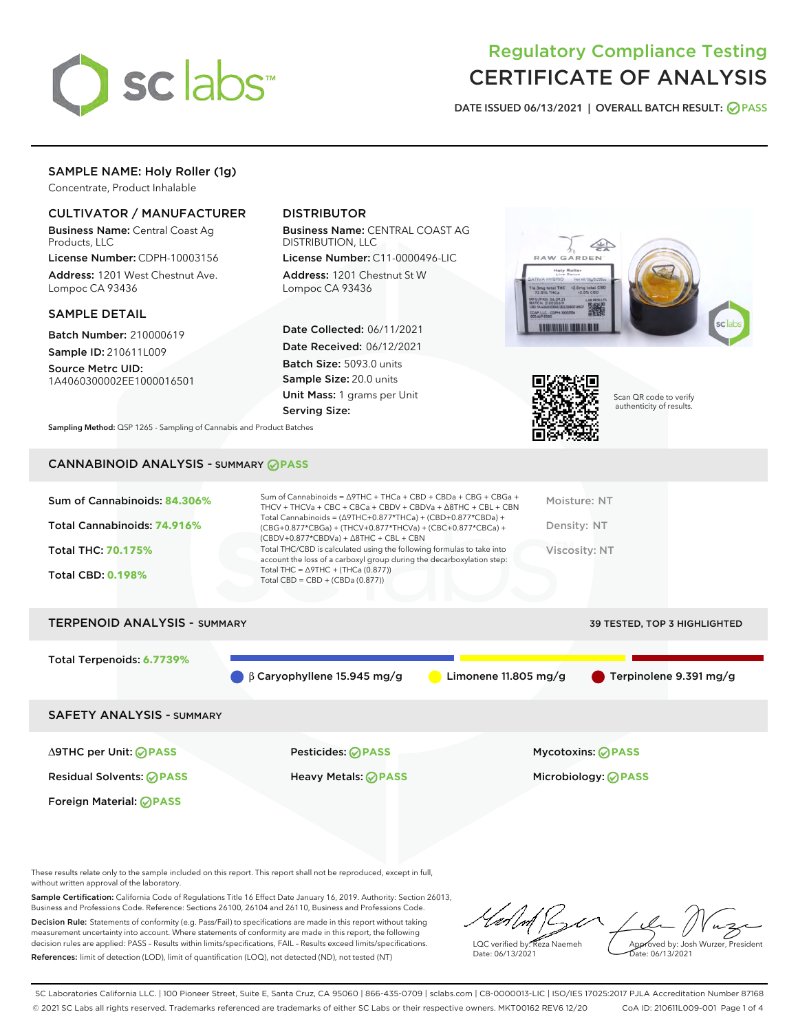# Regulatory Compliance Testing

# CERTIFICATE OF ANALYSIS

DATE ISSUED 06/13/2021 | OVERALL BATCH RESULT: PASS

## SAMPLE NAME: Holy Roller (1g)

Concentrate, Product Inhalable

### CULTIVATOR / MANUFACTURER

**Business Name:** Central Coast Ag Products, LLC

**License Number:** CDPH-10003156

**Address:** 1201 West Chestnut Ave. Lompoc CA 93436

### DISTRIBUTOR

**Business Name:** CENTRAL COAST AG DISTRIBUTION, LLC

**License Number:** C11-0000496-LIC

**Address:** 1201 Chestnut St W Lompoc CA 93436

### SAMPLE DETAIL

**Batch Number:** 210000619

**Sample ID:** 210611L009

**Source Metrc UID:** 1A4060300002EE1000016501

**Date Collected:** 06/11/2021

**Date Received:** 06/12/2021

**Batch Size:** 5093.0 units

**Sample Size:** 20.0 units

**Unit Mass:** 1 grams per Unit

**Serving Size:**

**Sampling Method:** QSP 1265 - Sampling of Cannabis and Product Batches

Scan QR code to verify authenticity of results.

## CANNABINOID ANALYSIS - SUMMARY PASS

**Sum of Cannabinoids:** 84.306%

**Total Cannabinoids:** 74.916%

**Total THC:** 70.175%

**Total CBD:** 0.198%

Sum of Cannabinoids = Δ9THC + THCa + CBD + CBDa + CBG + CBGa + THCV + THCVa + CBC + CBCa + CBDV + CBDVa + Δ8THC + CBL + CBN

Total Cannabinoids = (Δ9THC+0.877*THCa) + (CBD+0.877*CBDa) + (CBG+0.877*CBGa) + (THCV+0.877*THCVa) + (CBC+0.877*CBCa) + (CBDV+0.877*CBDVa) + Δ8THC + CBL + CBN

Total THC/CBD is calculated using the following formulas to take into account the loss of a carboxyl group during the decarboxylation step:

Total THC = Δ9THC + (THCa (0.877))

Total CBD = CBD + (CBDa (0.877))

Moisture: NT

Density: NT

Viscosity: NT

## TERPENOID ANALYSIS - SUMMARY

39 TESTED, TOP 3 HIGHLIGHTED

**Total Terpenoids:** 6.7739%

β Caryophyllene 15.945 mg/g

Limonene 11.805 mg/g

Terpinolene 9.391 mg/g

## SAFETY ANALYSIS - SUMMARY

Δ9THC per Unit: PASS

Pesticides: PASS

Mycotoxins: PASS

Residual Solvents: PASS

Heavy Metals: PASS

Microbiology: PASS

Foreign Material: PASS

These results relate only to the sample included on this report. This report shall not be reproduced, except in full, without written approval of the laboratory.

**Sample Certification:** California Code of Regulations Title 16 Effect Date January 16, 2019. Authority: Section 26013, Business and Professions Code. Reference: Sections 26100, 26104 and 26110, Business and Professions Code.

**Decision Rule:** Statements of conformity (e.g. Pass/Fail) to specifications are made in this report without taking measurement uncertainty into account. Where statements of conformity are made in this report, the following decision rules are applied: PASS – Results within limits/specifications, FAIL – Results exceed limits/specifications.

**References:** limit of detection (LOD), limit of quantification (LOQ), not detected (ND), not tested (NT)

LQC verified by: Reza Naemeh
Date: 06/13/2021

Approved by: Josh Wurzer, President
Date: 06/13/2021

SC Laboratories California LLC. | 100 Pioneer Street, Suite E, Santa Cruz, CA 95060 | 866-435-0709 | sclabs.com | C8-0000013-LIC | ISO/IES 17025:2017 PJLA Accreditation Number 87168
© 2021 SC Labs all rights reserved. Trademarks referenced are trademarks of either SC Labs or their respective owners. MKT00162 REV6 12/20 CoA ID: 210611L009-001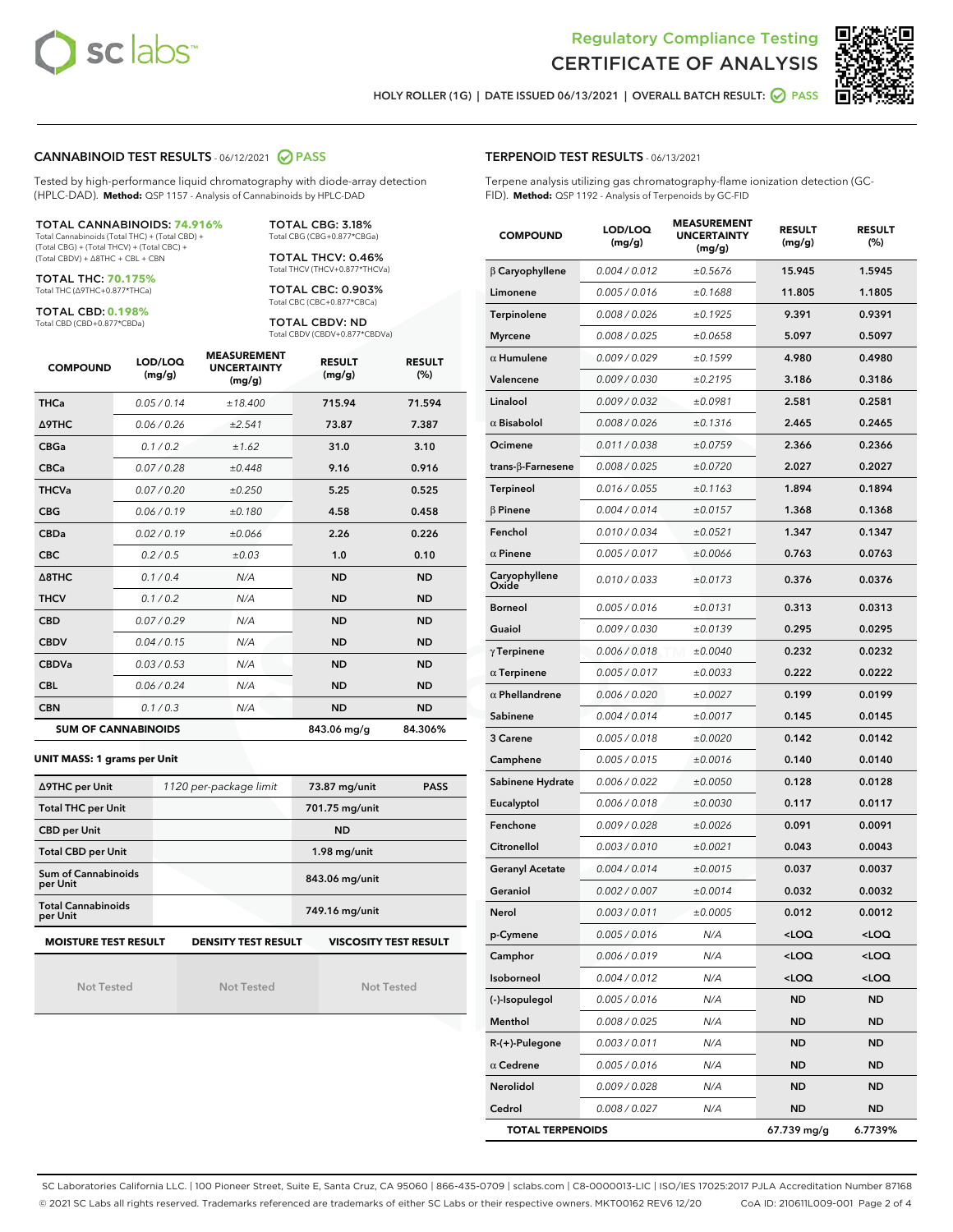# Regulatory Compliance Testing
# CERTIFICATE OF ANALYSIS

HOLY ROLLER (1G) | DATE ISSUED 06/13/2021 | OVERALL BATCH RESULT: PASS

## CANNABINOID TEST RESULTS - 06/12/2021 PASS

Tested by high-performance liquid chromatography with diode-array detection (HPLC-DAD). **Method:** QSP 1157 - Analysis of Cannabinoids by HPLC-DAD

**TOTAL CANNABINOIDS: 74.916%**
Total Cannabinoids (Total THC) + (Total CBD) + (Total CBG) + (Total THCV) + (Total CBC) + (Total CBDV) + Δ8THC + CBL + CBN

**TOTAL THC: 70.175%**
Total THC (Δ9THC+0.877*THCa)

**TOTAL CBD: 0.198%**
Total CBD (CBD+0.877*CBDa)

**TOTAL CBG: 3.18%**
Total CBG (CBG+0.877*CBGa)

**TOTAL THCV: 0.46%**
Total THCV (THCV+0.877*THCVa)

**TOTAL CBC: 0.903%**
Total CBC (CBC+0.877*CBCa)

**TOTAL CBDV: ND**
Total CBDV (CBDV+0.877*CBDVa)

| COMPOUND | LOD/LOQ (mg/g) | MEASUREMENT UNCERTAINTY (mg/g) | RESULT (mg/g) | RESULT (%) |
|---|---|---|---|---|
| THCa | 0.05 / 0.14 | ±18.400 | 715.94 | 71.594 |
| Δ9THC | 0.06 / 0.26 | ±2.541 | 73.87 | 7.387 |
| CBGa | 0.1 / 0.2 | ±1.62 | 31.0 | 3.10 |
| CBCa | 0.07 / 0.28 | ±0.448 | 9.16 | 0.916 |
| THCVa | 0.07 / 0.20 | ±0.250 | 5.25 | 0.525 |
| CBG | 0.06 / 0.19 | ±0.180 | 4.58 | 0.458 |
| CBDa | 0.02 / 0.19 | ±0.066 | 2.26 | 0.226 |
| CBC | 0.2 / 0.5 | ±0.03 | 1.0 | 0.10 |
| Δ8THC | 0.1 / 0.4 | N/A | ND | ND |
| THCV | 0.1 / 0.2 | N/A | ND | ND |
| CBD | 0.07 / 0.29 | N/A | ND | ND |
| CBDV | 0.04 / 0.15 | N/A | ND | ND |
| CBDVa | 0.03 / 0.53 | N/A | ND | ND |
| CBL | 0.06 / 0.24 | N/A | ND | ND |
| CBN | 0.1 / 0.3 | N/A | ND | ND |
| **SUM OF CANNABINOIDS** | | | 843.06 mg/g | 84.306% |

**UNIT MASS: 1 grams per Unit**

| | | | |
|---|---|---|---|
| Δ9THC per Unit | 1120 per-package limit | 73.87 mg/unit | PASS |
| Total THC per Unit | | 701.75 mg/unit | |
| CBD per Unit | | ND | |
| Total CBD per Unit | | 1.98 mg/unit | |
| Sum of Cannabinoids per Unit | | 843.06 mg/unit | |
| Total Cannabinoids per Unit | | 749.16 mg/unit | |

| MOISTURE TEST RESULT | DENSITY TEST RESULT | VISCOSITY TEST RESULT |
|---|---|---|
| Not Tested | Not Tested | Not Tested |

## TERPENOID TEST RESULTS - 06/13/2021

Terpene analysis utilizing gas chromatography-flame ionization detection (GC-FID). **Method:** QSP 1192 - Analysis of Terpenoids by GC-FID

| COMPOUND | LOD/LOQ (mg/g) | MEASUREMENT UNCERTAINTY (mg/g) | RESULT (mg/g) | RESULT (%) |
|---|---|---|---|---|
| β Caryophyllene | 0.004 / 0.012 | ±0.5676 | 15.945 | 1.5945 |
| Limonene | 0.005 / 0.016 | ±0.1688 | 11.805 | 1.1805 |
| Terpinolene | 0.008 / 0.026 | ±0.1925 | 9.391 | 0.9391 |
| Myrcene | 0.008 / 0.025 | ±0.0658 | 5.097 | 0.5097 |
| α Humulene | 0.009 / 0.029 | ±0.1599 | 4.980 | 0.4980 |
| Valencene | 0.009 / 0.030 | ±0.2195 | 3.186 | 0.3186 |
| Linalool | 0.009 / 0.032 | ±0.0981 | 2.581 | 0.2581 |
| α Bisabolol | 0.008 / 0.026 | ±0.1316 | 2.465 | 0.2465 |
| Ocimene | 0.011 / 0.038 | ±0.0759 | 2.366 | 0.2366 |
| trans-β-Farnesene | 0.008 / 0.025 | ±0.0720 | 2.027 | 0.2027 |
| Terpineol | 0.016 / 0.055 | ±0.1163 | 1.894 | 0.1894 |
| β Pinene | 0.004 / 0.014 | ±0.0157 | 1.368 | 0.1368 |
| Fenchol | 0.010 / 0.034 | ±0.0521 | 1.347 | 0.1347 |
| α Pinene | 0.005 / 0.017 | ±0.0066 | 0.763 | 0.0763 |
| Caryophyllene Oxide | 0.010 / 0.033 | ±0.0173 | 0.376 | 0.0376 |
| Borneol | 0.005 / 0.016 | ±0.0131 | 0.313 | 0.0313 |
| Guaiol | 0.009 / 0.030 | ±0.0139 | 0.295 | 0.0295 |
| γ Terpinene | 0.006 / 0.018 | ±0.0040 | 0.232 | 0.0232 |
| α Terpinene | 0.005 / 0.017 | ±0.0033 | 0.222 | 0.0222 |
| α Phellandrene | 0.006 / 0.020 | ±0.0027 | 0.199 | 0.0199 |
| Sabinene | 0.004 / 0.014 | ±0.0017 | 0.145 | 0.0145 |
| 3 Carene | 0.005 / 0.018 | ±0.0020 | 0.142 | 0.0142 |
| Camphene | 0.005 / 0.015 | ±0.0016 | 0.140 | 0.0140 |
| Sabinene Hydrate | 0.006 / 0.022 | ±0.0050 | 0.128 | 0.0128 |
| Eucalyptol | 0.006 / 0.018 | ±0.0030 | 0.117 | 0.0117 |
| Fenchone | 0.009 / 0.028 | ±0.0026 | 0.091 | 0.0091 |
| Citronellol | 0.003 / 0.010 | ±0.0021 | 0.043 | 0.0043 |
| Geranyl Acetate | 0.004 / 0.014 | ±0.0015 | 0.037 | 0.0037 |
| Geraniol | 0.002 / 0.007 | ±0.0014 | 0.032 | 0.0032 |
| Nerol | 0.003 / 0.011 | ±0.0005 | 0.012 | 0.0012 |
| p-Cymene | 0.005 / 0.016 | N/A | <LOQ | <LOQ |
| Camphor | 0.006 / 0.019 | N/A | <LOQ | <LOQ |
| Isoborneol | 0.004 / 0.012 | N/A | <LOQ | <LOQ |
| (-)-Isopulegol | 0.005 / 0.016 | N/A | ND | ND |
| Menthol | 0.008 / 0.025 | N/A | ND | ND |
| R-(+)-Pulegone | 0.003 / 0.011 | N/A | ND | ND |
| α Cedrene | 0.005 / 0.016 | N/A | ND | ND |
| Nerolidol | 0.009 / 0.028 | N/A | ND | ND |
| Cedrol | 0.008 / 0.027 | N/A | ND | ND |
| **TOTAL TERPENOIDS** | | | 67.739 mg/g | 6.7739% |

SC Laboratories California LLC. | 100 Pioneer Street, Suite E, Santa Cruz, CA 95060 | 866-435-0709 | sclabs.com | C8-0000013-LIC | ISO/IES 17025:2017 PJLA Accreditation Number 87168
© 2021 SC Labs all rights reserved. Trademarks referenced are trademarks of either SC Labs or their respective owners. MKT00162 REV6 12/20 CoA ID: 210611L009-001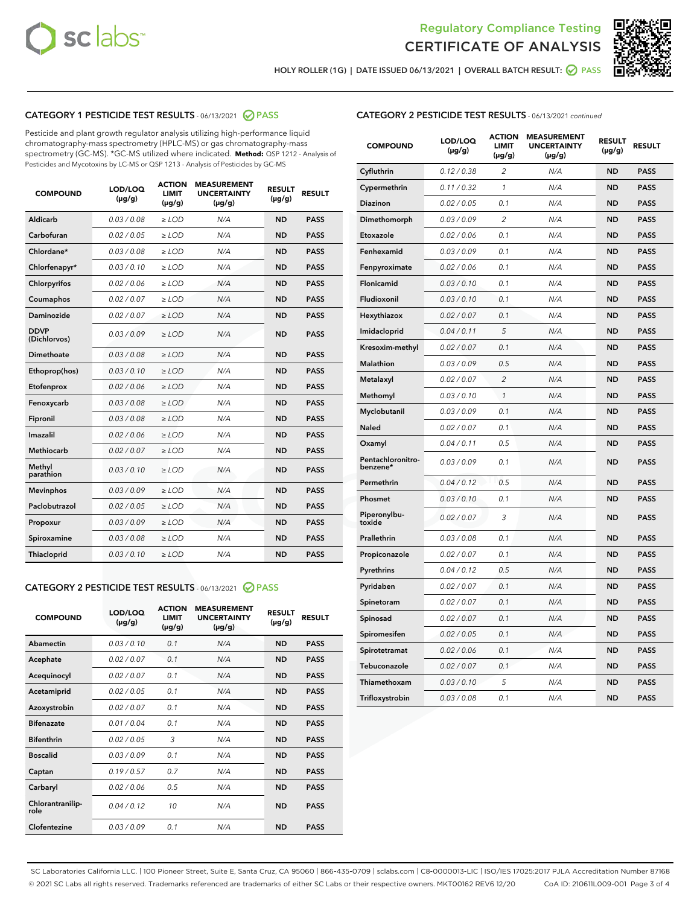Regulatory Compliance Testing
CERTIFICATE OF ANALYSIS

HOLY ROLLER (1G) | DATE ISSUED 06/13/2021 | OVERALL BATCH RESULT: PASS

## CATEGORY 1 PESTICIDE TEST RESULTS - 06/13/2021 PASS

Pesticide and plant growth regulator analysis utilizing high-performance liquid chromatography-mass spectrometry (HPLC-MS) or gas chromatography-mass spectrometry (GC-MS). *GC-MS utilized where indicated. **Method:** QSP 1212 - Analysis of Pesticides and Mycotoxins by LC-MS or QSP 1213 - Analysis of Pesticides by GC-MS

| COMPOUND | LOD/LOQ (µg/g) | ACTION LIMIT (µg/g) | MEASUREMENT UNCERTAINTY (µg/g) | RESULT (µg/g) | RESULT |
|---|---|---|---|---|---|
| Aldicarb | 0.03 / 0.08 | ≥ LOD | N/A | ND | PASS |
| Carbofuran | 0.02 / 0.05 | ≥ LOD | N/A | ND | PASS |
| Chlordane* | 0.03 / 0.08 | ≥ LOD | N/A | ND | PASS |
| Chlorfenapyr* | 0.03 / 0.10 | ≥ LOD | N/A | ND | PASS |
| Chlorpyrifos | 0.02 / 0.06 | ≥ LOD | N/A | ND | PASS |
| Coumaphos | 0.02 / 0.07 | ≥ LOD | N/A | ND | PASS |
| Daminozide | 0.02 / 0.07 | ≥ LOD | N/A | ND | PASS |
| DDVP (Dichlorvos) | 0.03 / 0.09 | ≥ LOD | N/A | ND | PASS |
| Dimethoate | 0.03 / 0.08 | ≥ LOD | N/A | ND | PASS |
| Ethoprop(hos) | 0.03 / 0.10 | ≥ LOD | N/A | ND | PASS |
| Etofenprox | 0.02 / 0.06 | ≥ LOD | N/A | ND | PASS |
| Fenoxycarb | 0.03 / 0.08 | ≥ LOD | N/A | ND | PASS |
| Fipronil | 0.03 / 0.08 | ≥ LOD | N/A | ND | PASS |
| Imazalil | 0.02 / 0.06 | ≥ LOD | N/A | ND | PASS |
| Methiocarb | 0.02 / 0.07 | ≥ LOD | N/A | ND | PASS |
| Methyl parathion | 0.03 / 0.10 | ≥ LOD | N/A | ND | PASS |
| Mevinphos | 0.03 / 0.09 | ≥ LOD | N/A | ND | PASS |
| Paclobutrazol | 0.02 / 0.05 | ≥ LOD | N/A | ND | PASS |
| Propoxur | 0.03 / 0.09 | ≥ LOD | N/A | ND | PASS |
| Spiroxamine | 0.03 / 0.08 | ≥ LOD | N/A | ND | PASS |
| Thiacloprid | 0.03 / 0.10 | ≥ LOD | N/A | ND | PASS |

## CATEGORY 2 PESTICIDE TEST RESULTS - 06/13/2021 PASS

| COMPOUND | LOD/LOQ (µg/g) | ACTION LIMIT (µg/g) | MEASUREMENT UNCERTAINTY (µg/g) | RESULT (µg/g) | RESULT |
|---|---|---|---|---|---|
| Abamectin | 0.03 / 0.10 | 0.1 | N/A | ND | PASS |
| Acephate | 0.02 / 0.07 | 0.1 | N/A | ND | PASS |
| Acequinocyl | 0.02 / 0.07 | 0.1 | N/A | ND | PASS |
| Acetamiprid | 0.02 / 0.05 | 0.1 | N/A | ND | PASS |
| Azoxystrobin | 0.02 / 0.07 | 0.1 | N/A | ND | PASS |
| Bifenazate | 0.01 / 0.04 | 0.1 | N/A | ND | PASS |
| Bifenthrin | 0.02 / 0.05 | 3 | N/A | ND | PASS |
| Boscalid | 0.03 / 0.09 | 0.1 | N/A | ND | PASS |
| Captan | 0.19 / 0.57 | 0.7 | N/A | ND | PASS |
| Carbaryl | 0.02 / 0.06 | 0.5 | N/A | ND | PASS |
| Chlorantraniliprole | 0.04 / 0.12 | 10 | N/A | ND | PASS |
| Clofentezine | 0.03 / 0.09 | 0.1 | N/A | ND | PASS |
| Cyfluthrin | 0.12 / 0.38 | 2 | N/A | ND | PASS |
| Cypermethrin | 0.11 / 0.32 | 1 | N/A | ND | PASS |
| Diazinon | 0.02 / 0.05 | 0.1 | N/A | ND | PASS |
| Dimethomorph | 0.03 / 0.09 | 2 | N/A | ND | PASS |
| Etoxazole | 0.02 / 0.06 | 0.1 | N/A | ND | PASS |
| Fenhexamid | 0.03 / 0.09 | 0.1 | N/A | ND | PASS |
| Fenpyroximate | 0.02 / 0.06 | 0.1 | N/A | ND | PASS |
| Flonicamid | 0.03 / 0.10 | 0.1 | N/A | ND | PASS |
| Fludioxonil | 0.03 / 0.10 | 0.1 | N/A | ND | PASS |
| Hexythiazox | 0.02 / 0.07 | 0.1 | N/A | ND | PASS |
| Imidacloprid | 0.04 / 0.11 | 5 | N/A | ND | PASS |
| Kresoxim-methyl | 0.02 / 0.07 | 0.1 | N/A | ND | PASS |
| Malathion | 0.03 / 0.09 | 0.5 | N/A | ND | PASS |
| Metalaxyl | 0.02 / 0.07 | 2 | N/A | ND | PASS |
| Methomyl | 0.03 / 0.10 | 1 | N/A | ND | PASS |
| Myclobutanil | 0.03 / 0.09 | 0.1 | N/A | ND | PASS |
| Naled | 0.02 / 0.07 | 0.1 | N/A | ND | PASS |
| Oxamyl | 0.04 / 0.11 | 0.5 | N/A | ND | PASS |
| Pentachloronitrobenzene* | 0.03 / 0.09 | 0.1 | N/A | ND | PASS |
| Permethrin | 0.04 / 0.12 | 0.5 | N/A | ND | PASS |
| Phosmet | 0.03 / 0.10 | 0.1 | N/A | ND | PASS |
| Piperonylbutoxide | 0.02 / 0.07 | 3 | N/A | ND | PASS |
| Prallethrin | 0.03 / 0.08 | 0.1 | N/A | ND | PASS |
| Propiconazole | 0.02 / 0.07 | 0.1 | N/A | ND | PASS |
| Pyrethrins | 0.04 / 0.12 | 0.5 | N/A | ND | PASS |
| Pyridaben | 0.02 / 0.07 | 0.1 | N/A | ND | PASS |
| Spinetoram | 0.02 / 0.07 | 0.1 | N/A | ND | PASS |
| Spinosad | 0.02 / 0.07 | 0.1 | N/A | ND | PASS |
| Spiromesifen | 0.02 / 0.05 | 0.1 | N/A | ND | PASS |
| Spirotetramat | 0.02 / 0.06 | 0.1 | N/A | ND | PASS |
| Tebuconazole | 0.02 / 0.07 | 0.1 | N/A | ND | PASS |
| Thiamethoxam | 0.03 / 0.10 | 5 | N/A | ND | PASS |
| Trifloxystrobin | 0.03 / 0.08 | 0.1 | N/A | ND | PASS |

SC Laboratories California LLC. | 100 Pioneer Street, Suite E, Santa Cruz, CA 95060 | 866-435-0709 | sclabs.com | C8-0000013-LIC | ISO/IES 17025:2017 PJLA Accreditation Number 87168
© 2021 SC Labs all rights reserved. Trademarks referenced are trademarks of either SC Labs or their respective owners. MKT00162 REV6 12/20 CoA ID: 210611L009-001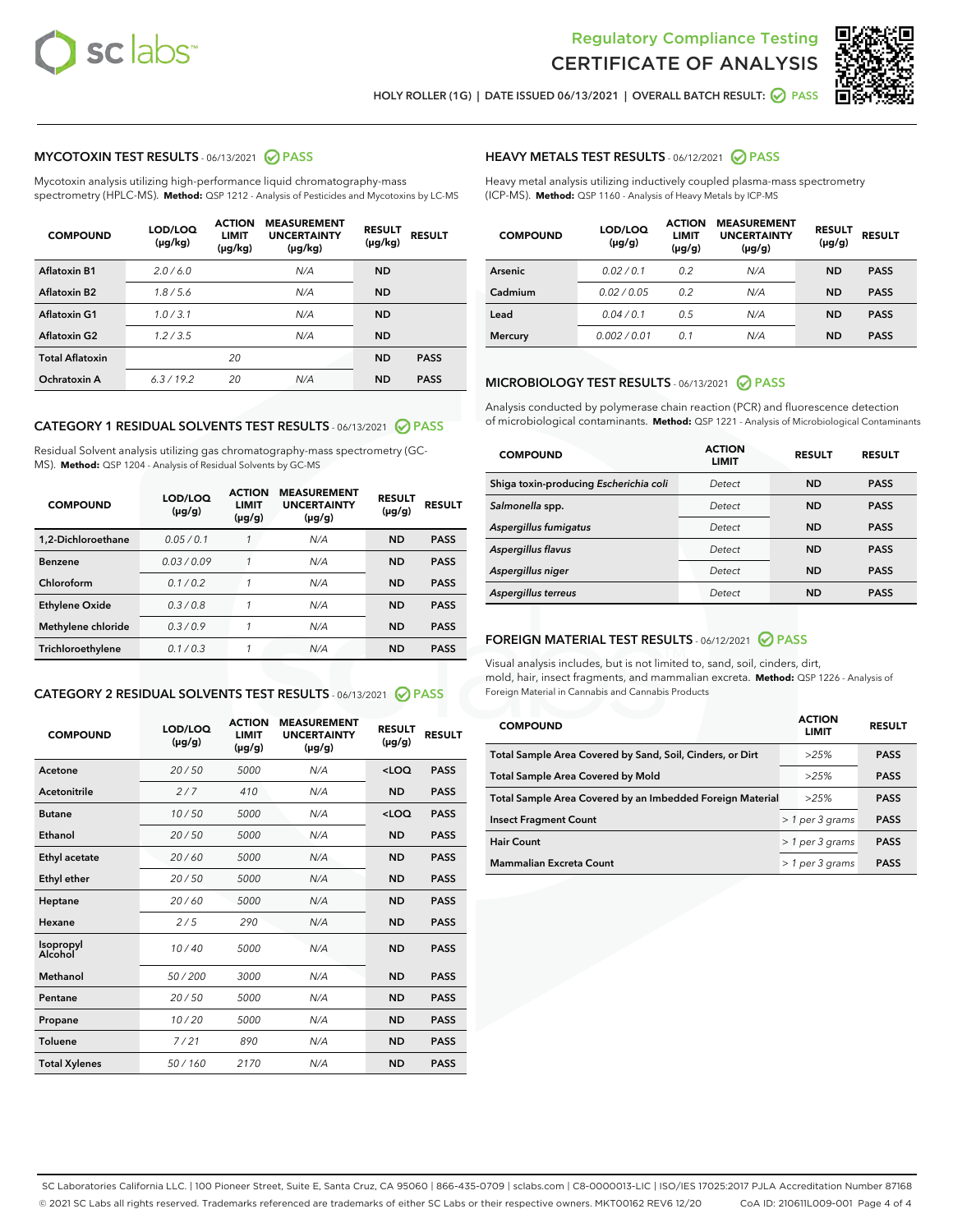Regulatory Compliance Testing

# CERTIFICATE OF ANALYSIS

HOLY ROLLER (1G) | DATE ISSUED 06/13/2021 | OVERALL BATCH RESULT: PASS

## MYCOTOXIN TEST RESULTS - 06/13/2021 PASS

Mycotoxin analysis utilizing high-performance liquid chromatography-mass spectrometry (HPLC-MS). **Method:** QSP 1212 - Analysis of Pesticides and Mycotoxins by LC-MS

| COMPOUND | LOD/LOQ (µg/kg) | ACTION LIMIT (µg/kg) | MEASUREMENT UNCERTAINTY (µg/kg) | RESULT (µg/kg) | RESULT |
|---|---|---|---|---|---|
| Aflatoxin B1 | 2.0 / 6.0 | | N/A | ND | |
| Aflatoxin B2 | 1.8 / 5.6 | | N/A | ND | |
| Aflatoxin G1 | 1.0 / 3.1 | | N/A | ND | |
| Aflatoxin G2 | 1.2 / 3.5 | | N/A | ND | |
| Total Aflatoxin | | 20 | | ND | PASS |
| Ochratoxin A | 6.3 / 19.2 | 20 | N/A | ND | PASS |

## CATEGORY 1 RESIDUAL SOLVENTS TEST RESULTS - 06/13/2021 PASS

Residual Solvent analysis utilizing gas chromatography-mass spectrometry (GC-MS). **Method:** QSP 1204 - Analysis of Residual Solvents by GC-MS

| COMPOUND | LOD/LOQ (µg/g) | ACTION LIMIT (µg/g) | MEASUREMENT UNCERTAINTY (µg/g) | RESULT (µg/g) | RESULT |
|---|---|---|---|---|---|
| 1,2-Dichloroethane | 0.05 / 0.1 | 1 | N/A | ND | PASS |
| Benzene | 0.03 / 0.09 | 1 | N/A | ND | PASS |
| Chloroform | 0.1 / 0.2 | 1 | N/A | ND | PASS |
| Ethylene Oxide | 0.3 / 0.8 | 1 | N/A | ND | PASS |
| Methylene chloride | 0.3 / 0.9 | 1 | N/A | ND | PASS |
| Trichloroethylene | 0.1 / 0.3 | 1 | N/A | ND | PASS |

## CATEGORY 2 RESIDUAL SOLVENTS TEST RESULTS - 06/13/2021 PASS

| COMPOUND | LOD/LOQ (µg/g) | ACTION LIMIT (µg/g) | MEASUREMENT UNCERTAINTY (µg/g) | RESULT (µg/g) | RESULT |
|---|---|---|---|---|---|
| Acetone | 20 / 50 | 5000 | N/A | <LOQ | PASS |
| Acetonitrile | 2 / 7 | 410 | N/A | ND | PASS |
| Butane | 10 / 50 | 5000 | N/A | <LOQ | PASS |
| Ethanol | 20 / 50 | 5000 | N/A | ND | PASS |
| Ethyl acetate | 20 / 60 | 5000 | N/A | ND | PASS |
| Ethyl ether | 20 / 50 | 5000 | N/A | ND | PASS |
| Heptane | 20 / 60 | 5000 | N/A | ND | PASS |
| Hexane | 2 / 5 | 290 | N/A | ND | PASS |
| Isopropyl Alcohol | 10 / 40 | 5000 | N/A | ND | PASS |
| Methanol | 50 / 200 | 3000 | N/A | ND | PASS |
| Pentane | 20 / 50 | 5000 | N/A | ND | PASS |
| Propane | 10 / 20 | 5000 | N/A | ND | PASS |
| Toluene | 7 / 21 | 890 | N/A | ND | PASS |
| Total Xylenes | 50 / 160 | 2170 | N/A | ND | PASS |

## HEAVY METALS TEST RESULTS - 06/12/2021 PASS

Heavy metal analysis utilizing inductively coupled plasma-mass spectrometry (ICP-MS). **Method:** QSP 1160 - Analysis of Heavy Metals by ICP-MS

| COMPOUND | LOD/LOQ (µg/g) | ACTION LIMIT (µg/g) | MEASUREMENT UNCERTAINTY (µg/g) | RESULT (µg/g) | RESULT |
|---|---|---|---|---|---|
| Arsenic | 0.02 / 0.1 | 0.2 | N/A | ND | PASS |
| Cadmium | 0.02 / 0.05 | 0.2 | N/A | ND | PASS |
| Lead | 0.04 / 0.1 | 0.5 | N/A | ND | PASS |
| Mercury | 0.002 / 0.01 | 0.1 | N/A | ND | PASS |

## MICROBIOLOGY TEST RESULTS - 06/13/2021 PASS

Analysis conducted by polymerase chain reaction (PCR) and fluorescence detection of microbiological contaminants. **Method:** QSP 1221 - Analysis of Microbiological Contaminants

| COMPOUND | ACTION LIMIT | RESULT | RESULT |
|---|---|---|---|
| Shiga toxin-producing *Escherichia coli* | Detect | ND | PASS |
| *Salmonella* spp. | Detect | ND | PASS |
| *Aspergillus fumigatus* | Detect | ND | PASS |
| *Aspergillus flavus* | Detect | ND | PASS |
| *Aspergillus niger* | Detect | ND | PASS |
| *Aspergillus terreus* | Detect | ND | PASS |

## FOREIGN MATERIAL TEST RESULTS - 06/12/2021 PASS

Visual analysis includes, but is not limited to, sand, soil, cinders, dirt, mold, hair, insect fragments, and mammalian excreta. **Method:** QSP 1226 - Analysis of Foreign Material in Cannabis and Cannabis Products

| COMPOUND | ACTION LIMIT | RESULT |
|---|---|---|
| Total Sample Area Covered by Sand, Soil, Cinders, or Dirt | >25% | PASS |
| Total Sample Area Covered by Mold | >25% | PASS |
| Total Sample Area Covered by an Imbedded Foreign Material | >25% | PASS |
| Insect Fragment Count | > 1 per 3 grams | PASS |
| Hair Count | > 1 per 3 grams | PASS |
| Mammalian Excreta Count | > 1 per 3 grams | PASS |

SC Laboratories California LLC. | 100 Pioneer Street, Suite E, Santa Cruz, CA 95060 | 866-435-0709 | sclabs.com | C8-0000013-LIC | ISO/IES 17025:2017 PJLA Accreditation Number 87168
© 2021 SC Labs all rights reserved. Trademarks referenced are trademarks of either SC Labs or their respective owners. MKT00162 REV6 12/20 CoA ID: 210611L009-001